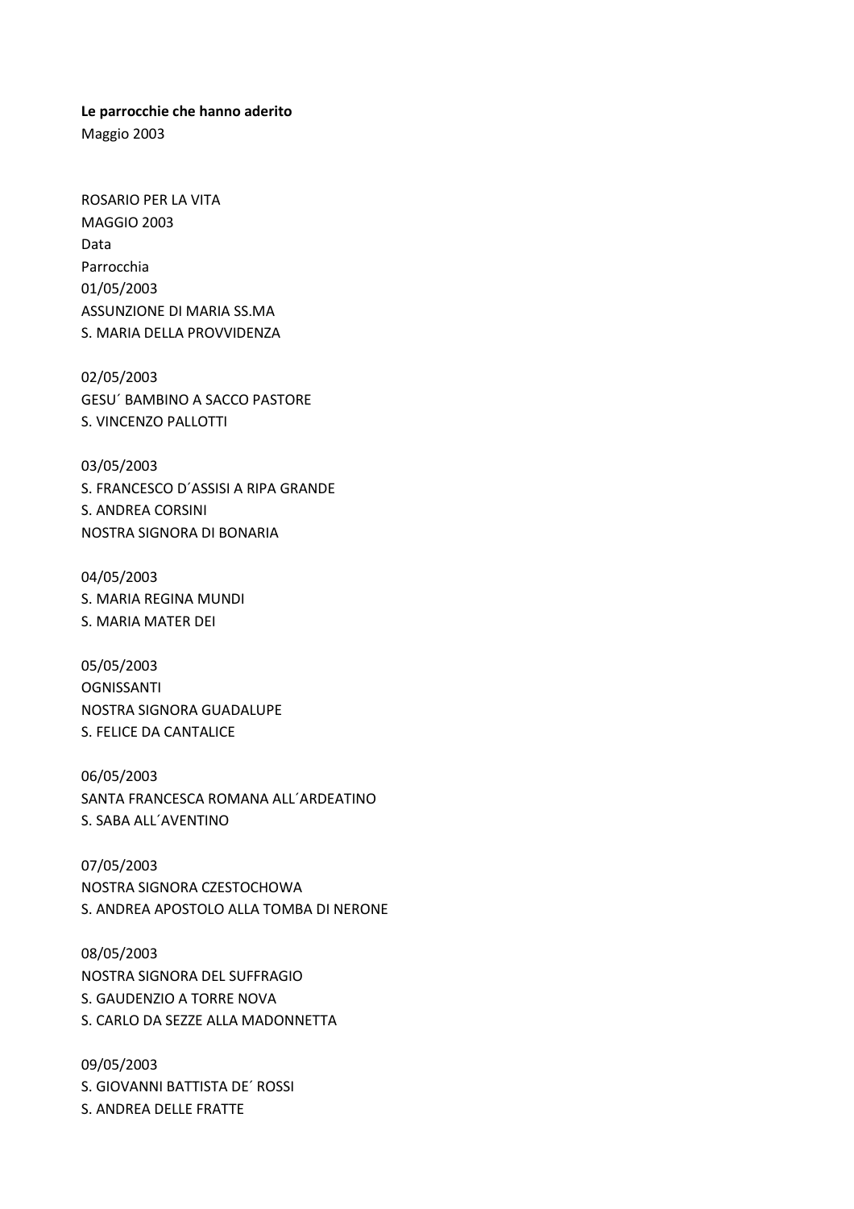**Le parrocchie che hanno aderito**

Maggio 2003

ROSARIO PER LA VITA

MAGGIO 2003

Data

Parrocchia

01/05/2003

ASSUNZIONE DI MARIA SS.MA

S. MARIA DELLA PROVVIDENZA

02/05/2003

GESU´ BAMBINO A SACCO PASTORE

S. VINCENZO PALLOTTI

03/05/2003

S. FRANCESCO D´ASSISI A RIPA GRANDE

S. ANDREA CORSINI

NOSTRA SIGNORA DI BONARIA

04/05/2003

S. MARIA REGINA MUNDI

S. MARIA MATER DEI

05/05/2003

OGNISSANTI

NOSTRA SIGNORA GUADALUPE

S. FELICE DA CANTALICE

06/05/2003

SANTA FRANCESCA ROMANA ALL´ARDEATINO

S. SABA ALL´AVENTINO

07/05/2003

NOSTRA SIGNORA CZESTOCHOWA

S. ANDREA APOSTOLO ALLA TOMBA DI NERONE

08/05/2003

NOSTRA SIGNORA DEL SUFFRAGIO

S. GAUDENZIO A TORRE NOVA

S. CARLO DA SEZZE ALLA MADONNETTA

09/05/2003

S. GIOVANNI BATTISTA DE´ ROSSI

S. ANDREA DELLE FRATTE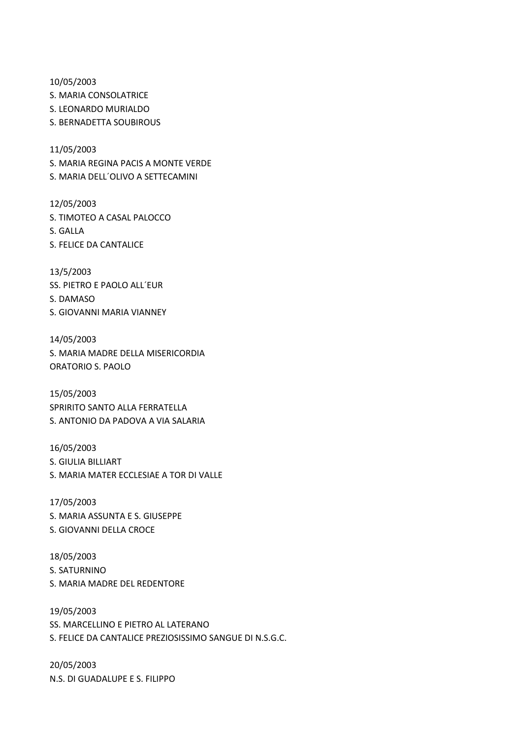10/05/2003
S. MARIA CONSOLATRICE
S. LEONARDO MURIALDO
S. BERNADETTA SOUBIROUS

11/05/2003
S. MARIA REGINA PACIS A MONTE VERDE
S. MARIA DELL´OLIVO A SETTECAMINI

12/05/2003
S. TIMOTEO A CASAL PALOCCO
S. GALLA
S. FELICE DA CANTALICE

13/5/2003
SS. PIETRO E PAOLO ALL´EUR
S. DAMASO
S. GIOVANNI MARIA VIANNEY

14/05/2003
S. MARIA MADRE DELLA MISERICORDIA
ORATORIO S. PAOLO

15/05/2003
SPRIRITO SANTO ALLA FERRATELLA
S. ANTONIO DA PADOVA A VIA SALARIA

16/05/2003
S. GIULIA BILLIART
S. MARIA MATER ECCLESIAE A TOR DI VALLE

17/05/2003
S. MARIA ASSUNTA E S. GIUSEPPE
S. GIOVANNI DELLA CROCE

18/05/2003
S. SATURNINO
S. MARIA MADRE DEL REDENTORE

19/05/2003
SS. MARCELLINO E PIETRO AL LATERANO
S. FELICE DA CANTALICE PREZIOSISSIMO SANGUE DI N.S.G.C.

20/05/2003
N.S. DI GUADALUPE E S. FILIPPO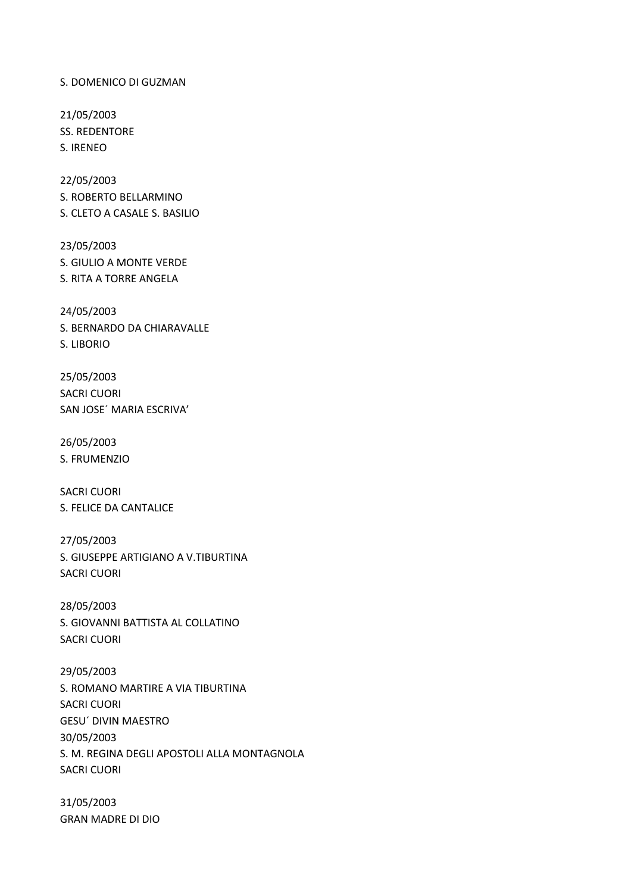S. DOMENICO DI GUZMAN

21/05/2003
SS. REDENTORE
S. IRENEO

22/05/2003
S. ROBERTO BELLARMINO
S. CLETO A CASALE S. BASILIO

23/05/2003
S. GIULIO A MONTE VERDE
S. RITA A TORRE ANGELA

24/05/2003
S. BERNARDO DA CHIARAVALLE
S. LIBORIO

25/05/2003
SACRI CUORI
SAN JOSE´ MARIA ESCRIVA’

26/05/2003
S. FRUMENZIO

SACRI CUORI
S. FELICE DA CANTALICE

27/05/2003
S. GIUSEPPE ARTIGIANO A V.TIBURTINA
SACRI CUORI

28/05/2003
S. GIOVANNI BATTISTA AL COLLATINO
SACRI CUORI

29/05/2003
S. ROMANO MARTIRE A VIA TIBURTINA
SACRI CUORI
GESU´ DIVIN MAESTRO
30/05/2003
S. M. REGINA DEGLI APOSTOLI ALLA MONTAGNOLA
SACRI CUORI

31/05/2003
GRAN MADRE DI DIO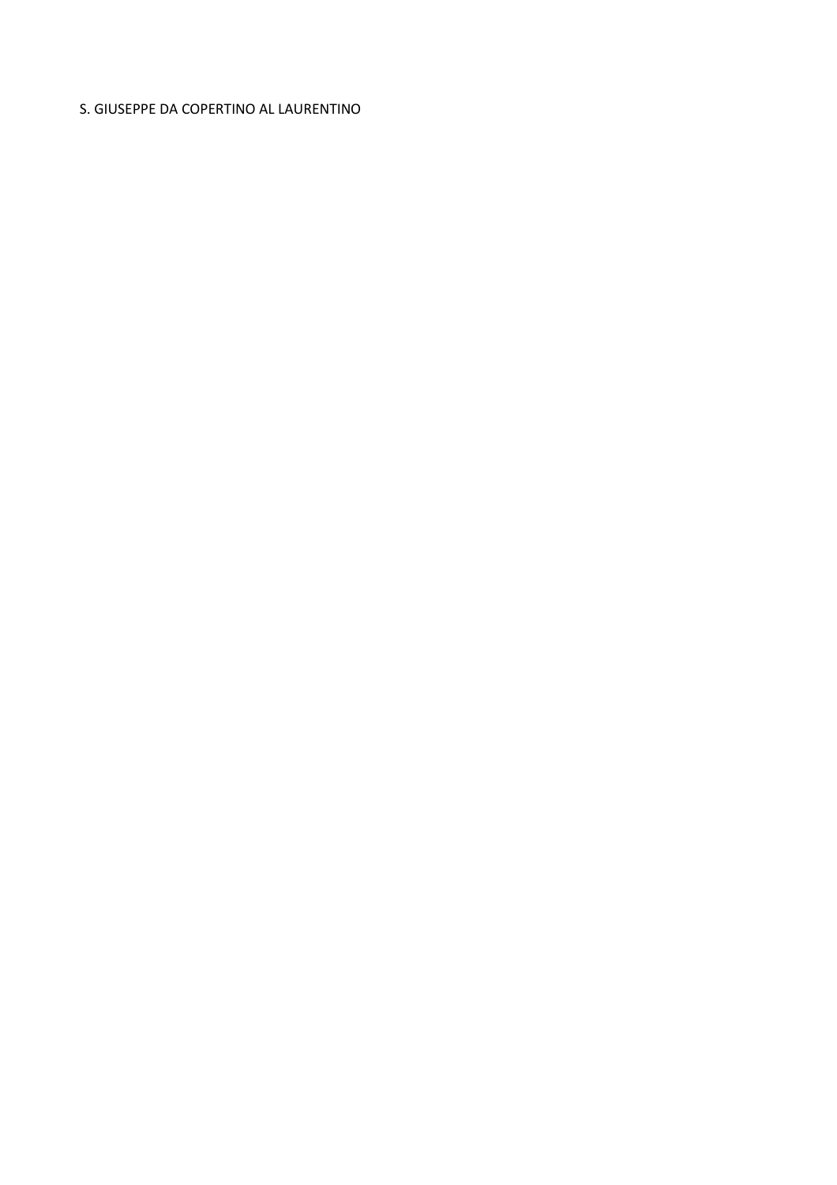S. GIUSEPPE DA COPERTINO AL LAURENTINO